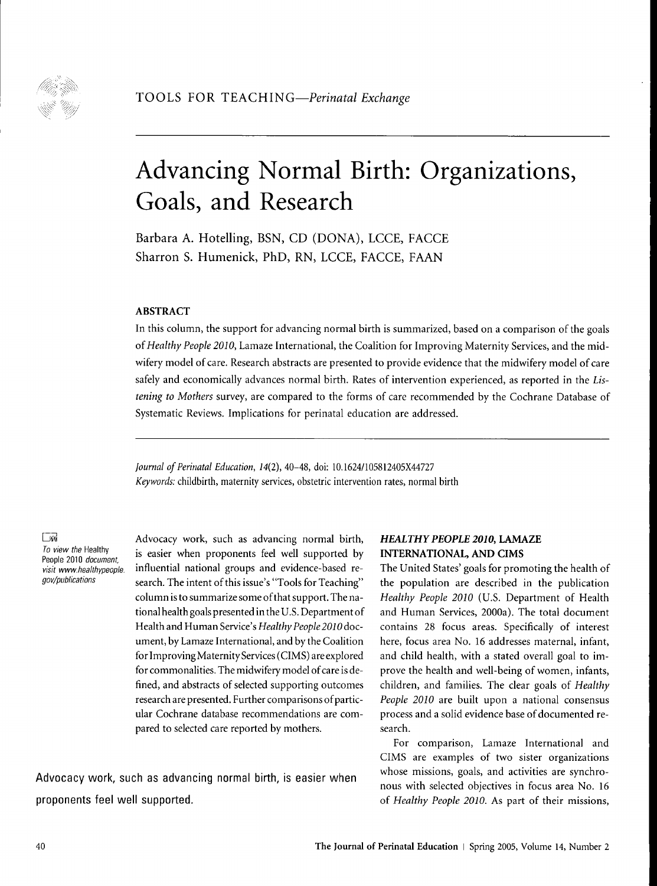TOOLS FOR TEACHING—*Perinatal Exchange*

# Advancing Normal Birth: Organizations, Goals, and Research

Barbara A. Hotelling, BSN, CD (DONA), LCCE, FACCE
Sharron S. Humenick, PhD, RN, LCCE, FACCE, FAAN

### ABSTRACT

In this column, the support for advancing normal birth is summarized, based on a comparison of the goals of *Healthy People 2010*, Lamaze International, the Coalition for Improving Maternity Services, and the midwifery model of care. Research abstracts are presented to provide evidence that the midwifery model of care safely and economically advances normal birth. Rates of intervention experienced, as reported in the *Listening to Mothers* survey, are compared to the forms of care recommended by the Cochrane Database of Systematic Reviews. Implications for perinatal education are addressed.

*Journal of Perinatal Education, 14*(2), 40–48, doi: 10.1624/105812405X44727
*Keywords:* childbirth, maternity services, obstetric intervention rates, normal birth

*To view the* Healthy People 2010 *document, visit www.healthypeople.gov/publications*

Advocacy work, such as advancing normal birth, is easier when proponents feel well supported by influential national groups and evidence-based research. The intent of this issue's "Tools for Teaching" column is to summarize some of that support. The national health goals presented in the U.S. Department of Health and Human Service's *Healthy People 2010* document, by Lamaze International, and by the Coalition for Improving Maternity Services (CIMS) are explored for commonalities. The midwifery model of care is defined, and abstracts of selected supporting outcomes research are presented. Further comparisons of particular Cochrane database recommendations are compared to selected care reported by mothers.

Advocacy work, such as advancing normal birth, is easier when proponents feel well supported.

### *HEALTHY PEOPLE 2010*, LAMAZE INTERNATIONAL, AND CIMS

The United States' goals for promoting the health of the population are described in the publication *Healthy People 2010* (U.S. Department of Health and Human Services, 2000a). The total document contains 28 focus areas. Specifically of interest here, focus area No. 16 addresses maternal, infant, and child health, with a stated overall goal to improve the health and well-being of women, infants, children, and families. The clear goals of *Healthy People 2010* are built upon a national consensus process and a solid evidence base of documented research.

For comparison, Lamaze International and CIMS are examples of two sister organizations whose missions, goals, and activities are synchronous with selected objectives in focus area No. 16 of *Healthy People 2010*. As part of their missions,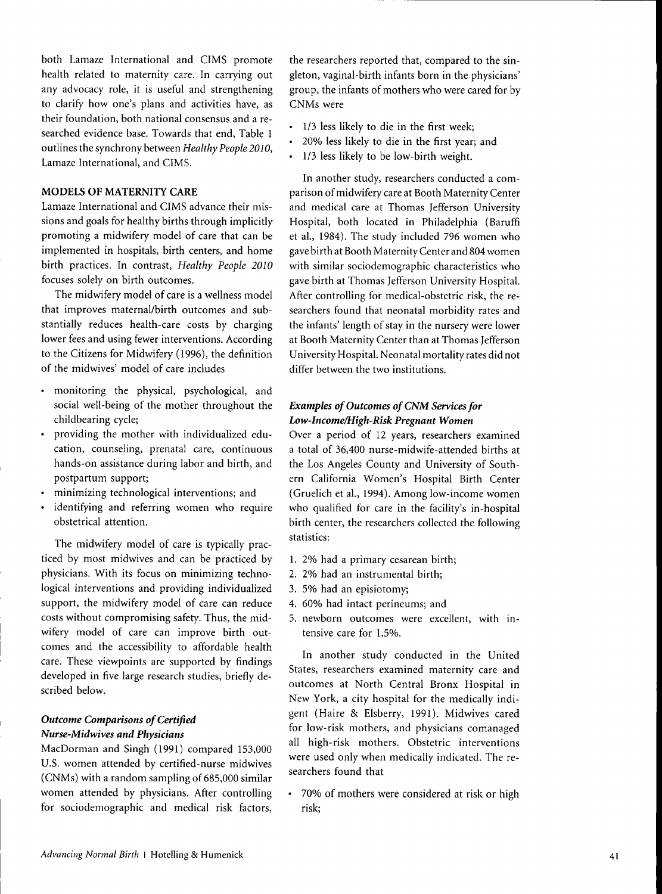both Lamaze International and CIMS promote health related to maternity care. In carrying out any advocacy role, it is useful and strengthening to clarify how one's plans and activities have, as their foundation, both national consensus and a researched evidence base. Towards that end, Table 1 outlines the synchrony between *Healthy People 2010*, Lamaze International, and CIMS.

## MODELS OF MATERNITY CARE

Lamaze International and CIMS advance their missions and goals for healthy births through implicitly promoting a midwifery model of care that can be implemented in hospitals, birth centers, and home birth practices. In contrast, *Healthy People 2010* focuses solely on birth outcomes.

The midwifery model of care is a wellness model that improves maternal/birth outcomes and substantially reduces health-care costs by charging lower fees and using fewer interventions. According to the Citizens for Midwifery (1996), the definition of the midwives' model of care includes

- monitoring the physical, psychological, and social well-being of the mother throughout the childbearing cycle;
- providing the mother with individualized education, counseling, prenatal care, continuous hands-on assistance during labor and birth, and postpartum support;
- minimizing technological interventions; and
- identifying and referring women who require obstetrical attention.

The midwifery model of care is typically practiced by most midwives and can be practiced by physicians. With its focus on minimizing technological interventions and providing individualized support, the midwifery model of care can reduce costs without compromising safety. Thus, the midwifery model of care can improve birth outcomes and the accessibility to affordable health care. These viewpoints are supported by findings developed in five large research studies, briefly described below.

### *Outcome Comparisons of Certified Nurse-Midwives and Physicians*

MacDorman and Singh (1991) compared 153,000 U.S. women attended by certified-nurse midwives (CNMs) with a random sampling of 685,000 similar women attended by physicians. After controlling for sociodemographic and medical risk factors, the researchers reported that, compared to the singleton, vaginal-birth infants born in the physicians' group, the infants of mothers who were cared for by CNMs were

- 1/3 less likely to die in the first week;
- 20% less likely to die in the first year; and
- 1/3 less likely to be low-birth weight.

In another study, researchers conducted a comparison of midwifery care at Booth Maternity Center and medical care at Thomas Jefferson University Hospital, both located in Philadelphia (Baruffi et al., 1984). The study included 796 women who gave birth at Booth Maternity Center and 804 women with similar sociodemographic characteristics who gave birth at Thomas Jefferson University Hospital. After controlling for medical-obstetric risk, the researchers found that neonatal morbidity rates and the infants' length of stay in the nursery were lower at Booth Maternity Center than at Thomas Jefferson University Hospital. Neonatal mortality rates did not differ between the two institutions.

### *Examples of Outcomes of CNM Services for Low-Income/High-Risk Pregnant Women*

Over a period of 12 years, researchers examined a total of 36,400 nurse-midwife-attended births at the Los Angeles County and University of Southern California Women's Hospital Birth Center (Gruelich et al., 1994). Among low-income women who qualified for care in the facility's in-hospital birth center, the researchers collected the following statistics:

1. 2% had a primary cesarean birth;
2. 2% had an instrumental birth;
3. 5% had an episiotomy;
4. 60% had intact perineums; and
5. newborn outcomes were excellent, with intensive care for 1.5%.

In another study conducted in the United States, researchers examined maternity care and outcomes at North Central Bronx Hospital in New York, a city hospital for the medically indigent (Haire & Elsberry, 1991). Midwives cared for low-risk mothers, and physicians comanaged all high-risk mothers. Obstetric interventions were used only when medically indicated. The researchers found that

- 70% of mothers were considered at risk or high risk;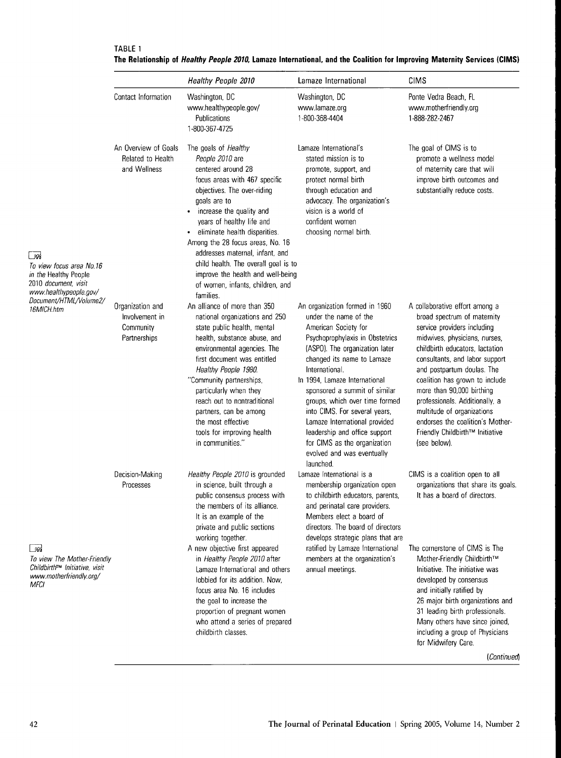TABLE 1

**The Relationship of *Healthy People 2010*, Lamaze International, and the Coalition for Improving Maternity Services (CIMS)**

| | *Healthy People 2010* | Lamaze International | CIMS |
|---|---|---|---|
| Contact Information | Washington, DC www.healthypeople.gov/ Publications 1-800-367-4725 | Washington, DC www.lamaze.org 1-800-368-4404 | Ponte Vedra Beach, FL www.motherfriendly.org 1-888-282-2467 |
| An Overview of Goals Related to Health and Wellness | The goals of *Healthy People 2010* are centered around 28 focus areas with 467 specific objectives. The over-riding goals are to • increase the quality and years of healthy life and • eliminate health disparities. Among the 28 focus areas, No. 16 addresses maternal, infant, and child health. The overall goal is to improve the health and well-being of women, infants, children, and families. | Lamaze International's stated mission is to promote, support, and protect normal birth through education and advocacy. The organization's vision is a world of confident women choosing normal birth. | The goal of CIMS is to promote a wellness model of maternity care that will improve birth outcomes and substantially reduce costs. |
| Organization and Involvement in Community Partnerships | An alliance of more than 350 national organizations and 250 state public health, mental health, substance abuse, and environmental agencies. The first document was entitled *Healthy People 1980*. "Community partnerships, particularly when they reach out to nontraditional partners, can be among the most effective tools for improving health in communities." | An organization formed in 1960 under the name of the American Society for Psychoprophylaxis in Obstetrics (ASPO). The organization later changed its name to Lamaze International. In 1994, Lamaze International sponsored a summit of similar groups, which over time formed into CIMS. For several years, Lamaze International provided leadership and office support for CIMS as the organization evolved and was eventually launched. | A collaborative effort among a broad spectrum of maternity service providers including midwives, physicians, nurses, childbirth educators, lactation consultants, and labor support and postpartum doulas. The coalition has grown to include more than 90,000 birthing professionals. Additionally, a multitude of organizations endorses the coalition's Mother-Friendly Childbirth™ Initiative (see below). |
| Decision-Making Processes | *Healthy People 2010* is grounded in science, built through a public consensus process with the members of its alliance. It is an example of the private and public sections working together. A new objective first appeared in *Healthy People 2010* after Lamaze International and others lobbied for its addition. Now, focus area No. 16 includes the goal to increase the proportion of pregnant women who attend a series of prepared childbirth classes. | Lamaze International is a membership organization open to childbirth educators, parents, and perinatal care providers. Members elect a board of directors. The board of directors develops strategic plans that are ratified by Lamaze International members at the organization's annual meetings. | CIMS is a coalition open to all organizations that share its goals. It has a board of directors. The cornerstone of CIMS is The Mother-Friendly Childbirth™ Initiative. The initiative was developed by consensus and initially ratified by 26 major birth organizations and 31 leading birth professionals. Many others have since joined, including a group of Physicians for Midwifery Care. |

*(Continued)*

*To view focus area No.16 in the* Healthy People 2010 *document, visit www.healthypeople.gov/Document/HTML/Volume2/16MICH.htm*

*To view The Mother-Friendly Childbirth™ Initiative, visit www.motherfriendly.org/MFCI*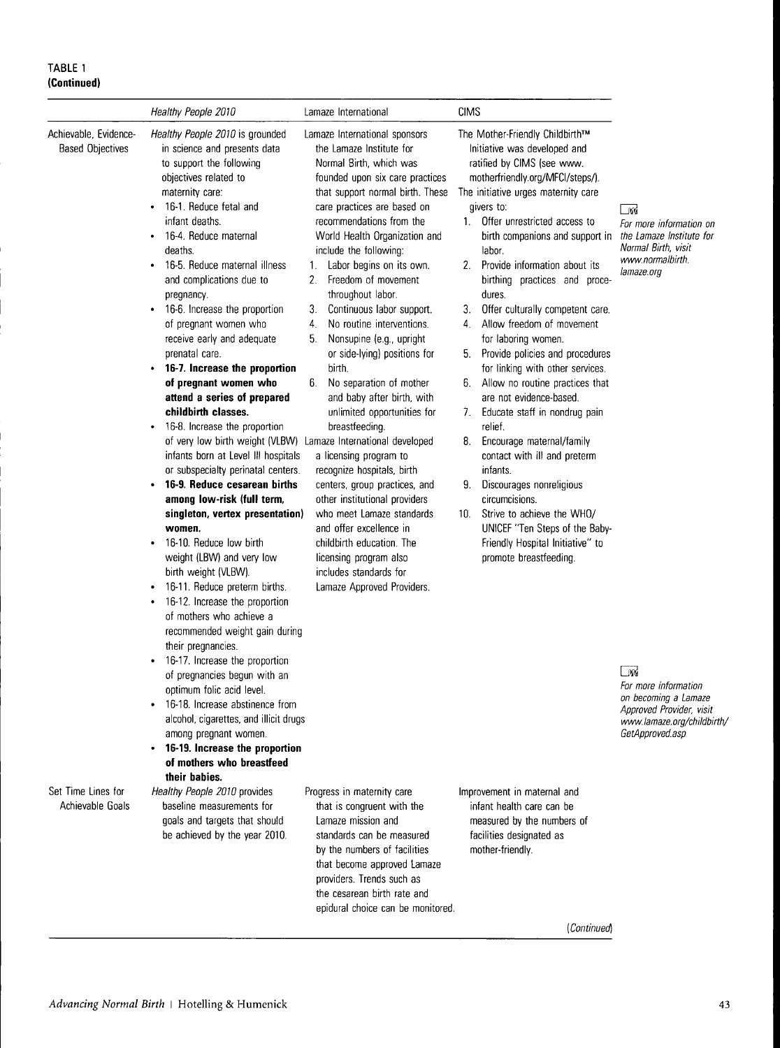**TABLE 1**
**(Continued)**

| | *Healthy People 2010* | Lamaze International | CIMS |
|---|---|---|---|
| Achievable, Evidence-Based Objectives | *Healthy People 2010* is grounded in science and presents data to support the following objectives related to maternity care:<br>• 16-1. Reduce fetal and infant deaths.<br>• 16-4. Reduce maternal deaths.<br>• 16-5. Reduce maternal illness and complications due to pregnancy.<br>• 16-6. Increase the proportion of pregnant women who receive early and adequate prenatal care.<br>• **16-7. Increase the proportion of pregnant women who attend a series of prepared childbirth classes.**<br>• 16-8. Increase the proportion of very low birth weight (VLBW) infants born at Level III hospitals or subspecialty perinatal centers.<br>• **16-9. Reduce cesarean births among low-risk (full term, singleton, vertex presentation) women.**<br>• 16-10. Reduce low birth weight (LBW) and very low birth weight (VLBW).<br>• 16-11. Reduce preterm births.<br>• 16-12. Increase the proportion of mothers who achieve a recommended weight gain during their pregnancies.<br>• 16-17. Increase the proportion of pregnancies begun with an optimum folic acid level.<br>• 16-18. Increase abstinence from alcohol, cigarettes, and illicit drugs among pregnant women.<br>• **16-19. Increase the proportion of mothers who breastfeed their babies.** | Lamaze International sponsors the Lamaze Institute for Normal Birth, which was founded upon six care practices that support normal birth. These care practices are based on recommendations from the World Health Organization and include the following:<br>1. Labor begins on its own.<br>2. Freedom of movement throughout labor.<br>3. Continuous labor support.<br>4. No routine interventions.<br>5. Nonsupine (e.g., upright or side-lying) positions for birth.<br>6. No separation of mother and baby after birth, with unlimited opportunities for breastfeeding.<br>Lamaze International developed a licensing program to recognize hospitals, birth centers, group practices, and other institutional providers who meet Lamaze standards and offer excellence in childbirth education. The licensing program also includes standards for Lamaze Approved Providers. | The Mother-Friendly Childbirth™ Initiative was developed and ratified by CIMS (see www.motherfriendly.org/MFCI/steps/). The initiative urges maternity care givers to:<br>1. Offer unrestricted access to birth companions and support in labor.<br>2. Provide information about its birthing practices and procedures.<br>3. Offer culturally competent care.<br>4. Allow freedom of movement for laboring women.<br>5. Provide policies and procedures for linking with other services.<br>6. Allow no routine practices that are not evidence-based.<br>7. Educate staff in nondrug pain relief.<br>8. Encourage maternal/family contact with ill and preterm infants.<br>9. Discourages nonreligious circumcisions.<br>10. Strive to achieve the WHO/UNICEF "Ten Steps of the Baby-Friendly Hospital Initiative" to promote breastfeeding. |
| Set Time Lines for Achievable Goals | *Healthy People 2010* provides baseline measurements for goals and targets that should be achieved by the year 2010. | Progress in maternity care that is congruent with the Lamaze mission and standards can be measured by the numbers of facilities that become approved Lamaze providers. Trends such as the cesarean birth rate and epidural choice can be monitored. | Improvement in maternal and infant health care can be measured by the numbers of facilities designated as mother-friendly. |

(*Continued*)

*For more information on the Lamaze Institute for Normal Birth, visit www.normalbirth.lamaze.org*

*For more information on becoming a Lamaze Approved Provider, visit www.lamaze.org/childbirth/GetApproved.asp*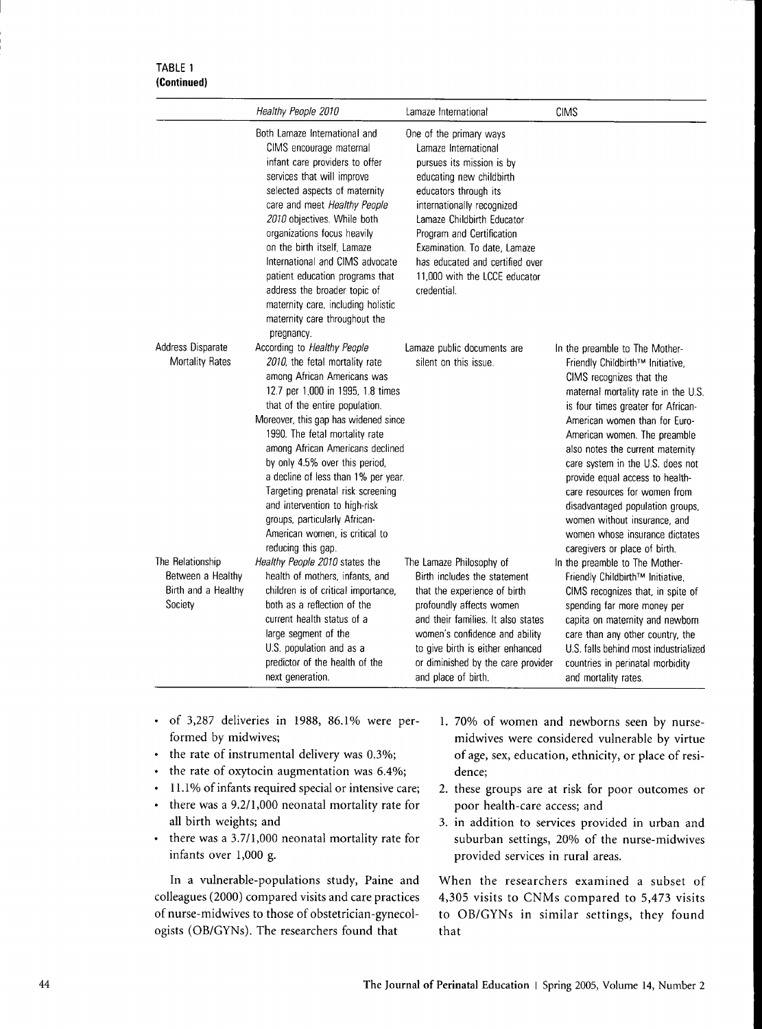TABLE 1
(Continued)

| | *Healthy People 2010* | Lamaze International | CIMS |
|---|---|---|---|
| | Both Lamaze International and CIMS encourage maternal infant care providers to offer services that will improve selected aspects of maternity care and meet *Healthy People 2010* objectives. While both organizations focus heavily on the birth itself, Lamaze International and CIMS advocate patient education programs that address the broader topic of maternity care, including holistic maternity care throughout the pregnancy. | One of the primary ways Lamaze International pursues its mission is by educating new childbirth educators through its internationally recognized Lamaze Childbirth Educator Program and Certification Examination. To date, Lamaze has educated and certified over 11,000 with the LCCE educator credential. | |
| Address Disparate Mortality Rates | According to *Healthy People 2010*, the fetal mortality rate among African Americans was 12.7 per 1,000 in 1995, 1.8 times that of the entire population. Moreover, this gap has widened since 1990. The fetal mortality rate among African Americans declined by only 4.5% over this period, a decline of less than 1% per year. Targeting prenatal risk screening and intervention to high-risk groups, particularly African-American women, is critical to reducing this gap. | Lamaze public documents are silent on this issue. | In the preamble to The Mother-Friendly Childbirth™ Initiative, CIMS recognizes that the maternal mortality rate in the U.S. is four times greater for African-American women than for Euro-American women. The preamble also notes the current maternity care system in the U.S. does not provide equal access to health-care resources for women from disadvantaged population groups, women without insurance, and women whose insurance dictates caregivers or place of birth. |
| The Relationship Between a Healthy Birth and a Healthy Society | *Healthy People 2010* states the health of mothers, infants, and children is of critical importance, both as a reflection of the current health status of a large segment of the U.S. population and as a predictor of the health of the next generation. | The Lamaze Philosophy of Birth includes the statement that the experience of birth profoundly affects women and their families. It also states women's confidence and ability to give birth is either enhanced or diminished by the care provider and place of birth. | In the preamble to The Mother-Friendly Childbirth™ Initiative, CIMS recognizes that, in spite of spending far more money per capita on maternity and newborn care than any other country, the U.S. falls behind most industrialized countries in perinatal morbidity and mortality rates. |

- of 3,287 deliveries in 1988, 86.1% were performed by midwives;
- the rate of instrumental delivery was 0.3%;
- the rate of oxytocin augmentation was 6.4%;
- 11.1% of infants required special or intensive care;
- there was a 9.2/1,000 neonatal mortality rate for all birth weights; and
- there was a 3.7/1,000 neonatal mortality rate for infants over 1,000 g.

In a vulnerable-populations study, Paine and colleagues (2000) compared visits and care practices of nurse-midwives to those of obstetrician-gynecologists (OB/GYNs). The researchers found that

1. 70% of women and newborns seen by nurse-midwives were considered vulnerable by virtue of age, sex, education, ethnicity, or place of residence;
2. these groups are at risk for poor outcomes or poor health-care access; and
3. in addition to services provided in urban and suburban settings, 20% of the nurse-midwives provided services in rural areas.

When the researchers examined a subset of 4,305 visits to CNMs compared to 5,473 visits to OB/GYNs in similar settings, they found that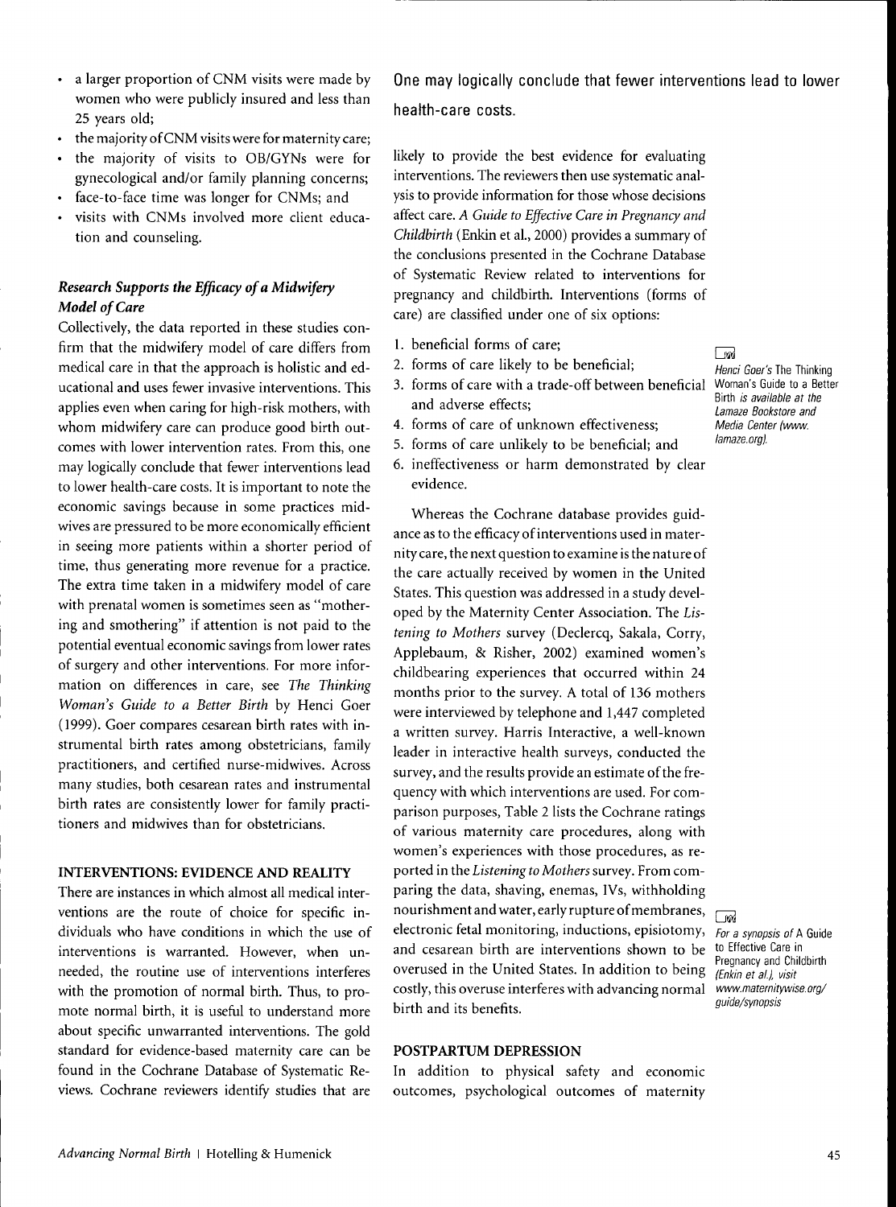- a larger proportion of CNM visits were made by women who were publicly insured and less than 25 years old;
- the majority of CNM visits were for maternity care;
- the majority of visits to OB/GYNs were for gynecological and/or family planning concerns;
- face-to-face time was longer for CNMs; and
- visits with CNMs involved more client education and counseling.

### *Research Supports the Efficacy of a Midwifery Model of Care*

Collectively, the data reported in these studies confirm that the midwifery model of care differs from medical care in that the approach is holistic and educational and uses fewer invasive interventions. This applies even when caring for high-risk mothers, with whom midwifery care can produce good birth outcomes with lower intervention rates. From this, one may logically conclude that fewer interventions lead to lower health-care costs. It is important to note the economic savings because in some practices midwives are pressured to be more economically efficient in seeing more patients within a shorter period of time, thus generating more revenue for a practice. The extra time taken in a midwifery model of care with prenatal women is sometimes seen as "mothering and smothering" if attention is not paid to the potential eventual economic savings from lower rates of surgery and other interventions. For more information on differences in care, see *The Thinking Woman's Guide to a Better Birth* by Henci Goer (1999). Goer compares cesarean birth rates with instrumental birth rates among obstetricians, family practitioners, and certified nurse-midwives. Across many studies, both cesarean rates and instrumental birth rates are consistently lower for family practitioners and midwives than for obstetricians.

## INTERVENTIONS: EVIDENCE AND REALITY

There are instances in which almost all medical interventions are the route of choice for specific individuals who have conditions in which the use of interventions is warranted. However, when unneeded, the routine use of interventions interferes with the promotion of normal birth. Thus, to promote normal birth, it is useful to understand more about specific unwarranted interventions. The gold standard for evidence-based maternity care can be found in the Cochrane Database of Systematic Reviews. Cochrane reviewers identify studies that are likely to provide the best evidence for evaluating interventions. The reviewers then use systematic analysis to provide information for those whose decisions affect care. *A Guide to Effective Care in Pregnancy and Childbirth* (Enkin et al., 2000) provides a summary of the conclusions presented in the Cochrane Database of Systematic Review related to interventions for pregnancy and childbirth. Interventions (forms of care) are classified under one of six options:

1. beneficial forms of care;
2. forms of care likely to be beneficial;
3. forms of care with a trade-off between beneficial and adverse effects;
4. forms of care of unknown effectiveness;
5. forms of care unlikely to be beneficial; and
6. ineffectiveness or harm demonstrated by clear evidence.

Whereas the Cochrane database provides guidance as to the efficacy of interventions used in maternity care, the next question to examine is the nature of the care actually received by women in the United States. This question was addressed in a study developed by the Maternity Center Association. The *Listening to Mothers* survey (Declercq, Sakala, Corry, Applebaum, & Risher, 2002) examined women's childbearing experiences that occurred within 24 months prior to the survey. A total of 136 mothers were interviewed by telephone and 1,447 completed a written survey. Harris Interactive, a well-known leader in interactive health surveys, conducted the survey, and the results provide an estimate of the frequency with which interventions are used. For comparison purposes, Table 2 lists the Cochrane ratings of various maternity care procedures, along with women's experiences with those procedures, as reported in the *Listening to Mothers* survey. From comparing the data, shaving, enemas, IVs, withholding nourishment and water, early rupture of membranes, electronic fetal monitoring, inductions, episiotomy, and cesarean birth are interventions shown to be overused in the United States. In addition to being costly, this overuse interferes with advancing normal birth and its benefits.

*Henci Goer's* The Thinking Woman's Guide to a Better Birth *is available at the Lamaze Bookstore and Media Center (www.lamaze.org).*

*For a synopsis of* A Guide to Effective Care in Pregnancy and Childbirth *(Enkin et al.), visit www.maternitywise.org/guide/synopsis*

## POSTPARTUM DEPRESSION

In addition to physical safety and economic outcomes, psychological outcomes of maternity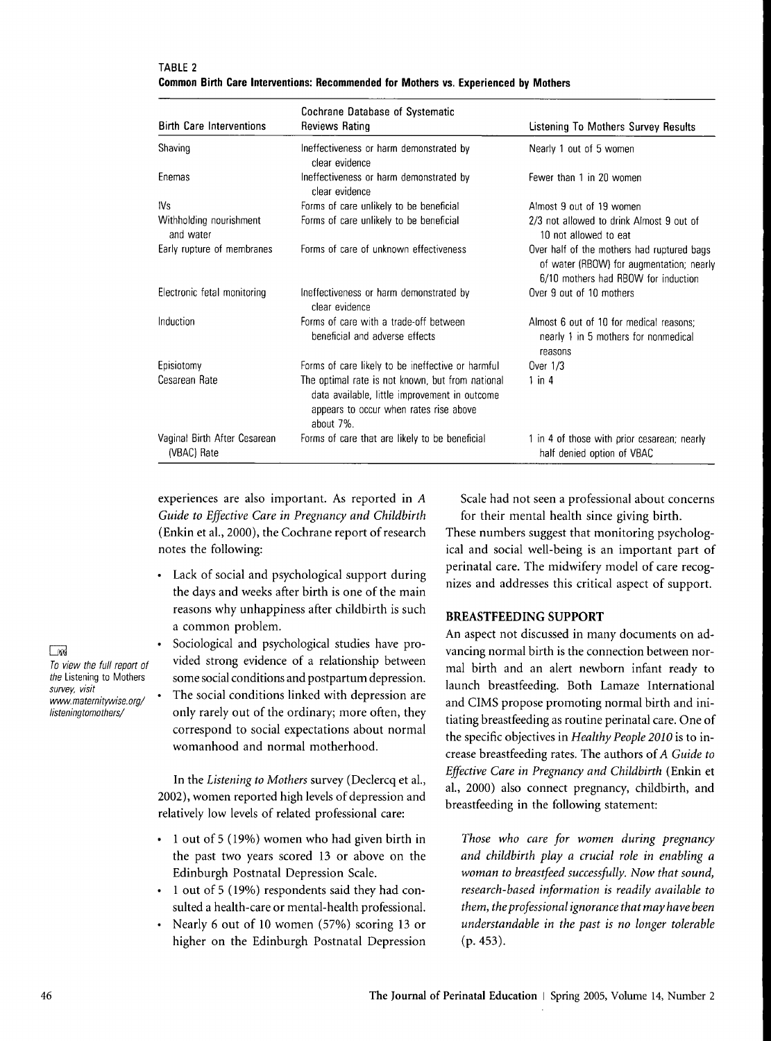TABLE 2
**Common Birth Care Interventions: Recommended for Mothers vs. Experienced by Mothers**

| Birth Care Interventions | Cochrane Database of Systematic Reviews Rating | Listening To Mothers Survey Results |
|---|---|---|
| Shaving | Ineffectiveness or harm demonstrated by clear evidence | Nearly 1 out of 5 women |
| Enemas | Ineffectiveness or harm demonstrated by clear evidence | Fewer than 1 in 20 women |
| IVs | Forms of care unlikely to be beneficial | Almost 9 out of 19 women |
| Withholding nourishment and water | Forms of care unlikely to be beneficial | 2/3 not allowed to drink Almost 9 out of 10 not allowed to eat |
| Early rupture of membranes | Forms of care of unknown effectiveness | Over half of the mothers had ruptured bags of water (RBOW) for augmentation; nearly 6/10 mothers had RBOW for induction |
| Electronic fetal monitoring | Ineffectiveness or harm demonstrated by clear evidence | Over 9 out of 10 mothers |
| Induction | Forms of care with a trade-off between beneficial and adverse effects | Almost 6 out of 10 for medical reasons; nearly 1 in 5 mothers for nonmedical reasons |
| Episiotomy | Forms of care likely to be ineffective or harmful | Over 1/3 |
| Cesarean Rate | The optimal rate is not known, but from national data available, little improvement in outcome appears to occur when rates rise above about 7%. | 1 in 4 |
| Vaginal Birth After Cesarean (VBAC) Rate | Forms of care that are likely to be beneficial | 1 in 4 of those with prior cesarean; nearly half denied option of VBAC |

experiences are also important. As reported in *A Guide to Effective Care in Pregnancy and Childbirth* (Enkin et al., 2000), the Cochrane report of research notes the following:

- Lack of social and psychological support during the days and weeks after birth is one of the main reasons why unhappiness after childbirth is such a common problem.
- Sociological and psychological studies have provided strong evidence of a relationship between some social conditions and postpartum depression.
- The social conditions linked with depression are only rarely out of the ordinary; more often, they correspond to social expectations about normal womanhood and normal motherhood.

In the *Listening to Mothers* survey (Declercq et al., 2002), women reported high levels of depression and relatively low levels of related professional care:

- 1 out of 5 (19%) women who had given birth in the past two years scored 13 or above on the Edinburgh Postnatal Depression Scale.
- 1 out of 5 (19%) respondents said they had consulted a health-care or mental-health professional.
- Nearly 6 out of 10 women (57%) scoring 13 or higher on the Edinburgh Postnatal Depression Scale had not seen a professional about concerns for their mental health since giving birth.

These numbers suggest that monitoring psychological and social well-being is an important part of perinatal care. The midwifery model of care recognizes and addresses this critical aspect of support.

*To view the full report of the* Listening to Mothers *survey, visit www.maternitywise.org/listeningtomothers/*

## BREASTFEEDING SUPPORT

An aspect not discussed in many documents on advancing normal birth is the connection between normal birth and an alert newborn infant ready to launch breastfeeding. Both Lamaze International and CIMS propose promoting normal birth and initiating breastfeeding as routine perinatal care. One of the specific objectives in *Healthy People 2010* is to increase breastfeeding rates. The authors of *A Guide to Effective Care in Pregnancy and Childbirth* (Enkin et al., 2000) also connect pregnancy, childbirth, and breastfeeding in the following statement:

> *Those who care for women during pregnancy and childbirth play a crucial role in enabling a woman to breastfeed successfully. Now that sound, research-based information is readily available to them, the professional ignorance that may have been understandable in the past is no longer tolerable* (p. 453).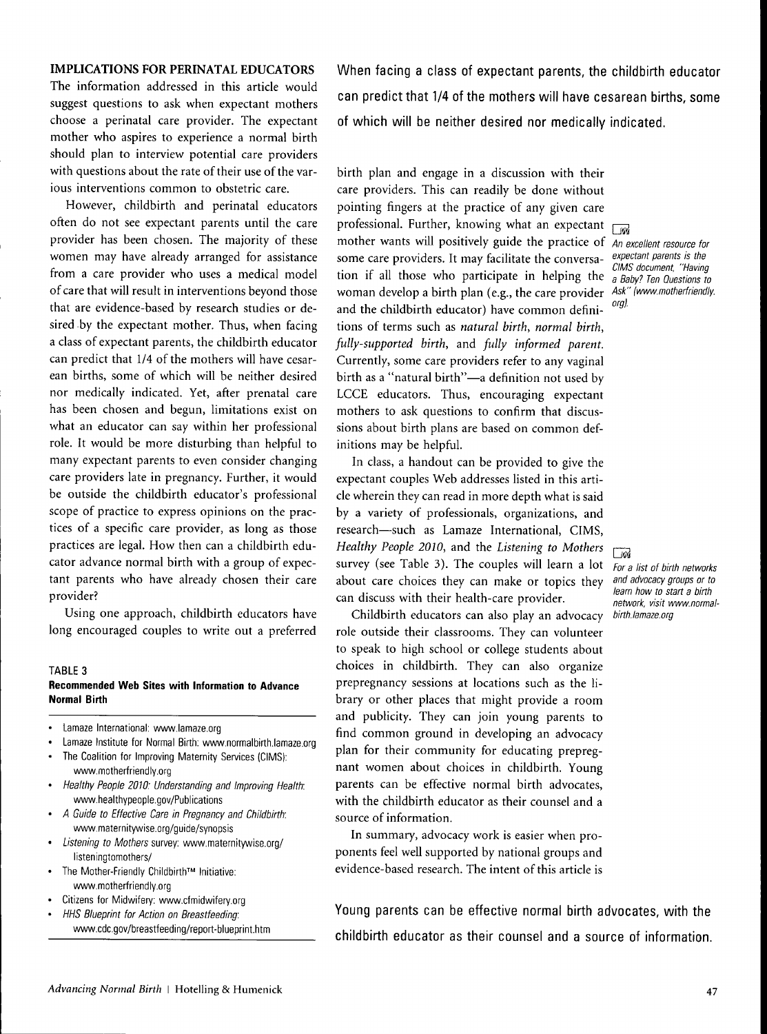## IMPLICATIONS FOR PERINATAL EDUCATORS

The information addressed in this article would suggest questions to ask when expectant mothers choose a perinatal care provider. The expectant mother who aspires to experience a normal birth should plan to interview potential care providers with questions about the rate of their use of the various interventions common to obstetric care.

However, childbirth and perinatal educators often do not see expectant parents until the care provider has been chosen. The majority of these women may have already arranged for assistance from a care provider who uses a medical model of care that will result in interventions beyond those that are evidence-based by research studies or desired by the expectant mother. Thus, when facing a class of expectant parents, the childbirth educator can predict that 1/4 of the mothers will have cesarean births, some of which will be neither desired nor medically indicated. Yet, after prenatal care has been chosen and begun, limitations exist on what an educator can say within her professional role. It would be more disturbing than helpful to many expectant parents to even consider changing care providers late in pregnancy. Further, it would be outside the childbirth educator's professional scope of practice to express opinions on the practices of a specific care provider, as long as those practices are legal. How then can a childbirth educator advance normal birth with a group of expectant parents who have already chosen their care provider?

Using one approach, childbirth educators have long encouraged couples to write out a preferred birth plan and engage in a discussion with their care providers. This can readily be done without pointing fingers at the practice of any given care professional. Further, knowing what an expectant mother wants will positively guide the practice of some care providers. It may facilitate the conversation if all those who participate in helping the woman develop a birth plan (e.g., the care provider and the childbirth educator) have common definitions of terms such as *natural birth, normal birth, fully-supported birth,* and *fully informed parent.* Currently, some care providers refer to any vaginal birth as a "natural birth"—a definition not used by LCCE educators. Thus, encouraging expectant mothers to ask questions to confirm that discussions about birth plans are based on common definitions may be helpful.

*An excellent resource for expectant parents is the CIMS document, "Having a Baby? Ten Questions to Ask" (www.motherfriendly.org).*

In class, a handout can be provided to give the expectant couples Web addresses listed in this article wherein they can read in more depth what is said by a variety of professionals, organizations, and research—such as Lamaze International, CIMS, *Healthy People 2010,* and the *Listening to Mothers* survey (see Table 3). The couples will learn a lot about care choices they can make or topics they can discuss with their health-care provider.

*For a list of birth networks and advocacy groups or to learn how to start a birth network, visit www.normalbirth.lamaze.org*

Childbirth educators can also play an advocacy role outside their classrooms. They can volunteer to speak to high school or college students about choices in childbirth. They can also organize prepregnancy sessions at locations such as the library or other places that might provide a room and publicity. They can join young parents to find common ground in developing an advocacy plan for their community for educating prepregnant women about choices in childbirth. Young parents can be effective normal birth advocates, with the childbirth educator as their counsel and a source of information.

In summary, advocacy work is easier when proponents feel well supported by national groups and evidence-based research. The intent of this article is

**TABLE 3**
**Recommended Web Sites with Information to Advance Normal Birth**

- Lamaze International: www.lamaze.org
- Lamaze Institute for Normal Birth: www.normalbirth.lamaze.org
- The Coalition for Improving Maternity Services (CIMS): www.motherfriendly.org
- *Healthy People 2010: Understanding and Improving Health*: www.healthypeople.gov/Publications
- *A Guide to Effective Care in Pregnancy and Childbirth*: www.maternitywise.org/guide/synopsis
- *Listening to Mothers* survey: www.maternitywise.org/listeningtomothers/
- The Mother-Friendly Childbirth™ Initiative: www.motherfriendly.org
- Citizens for Midwifery: www.cfmidwifery.org
- *HHS Blueprint for Action on Breastfeeding*: www.cdc.gov/breastfeeding/report-blueprint.htm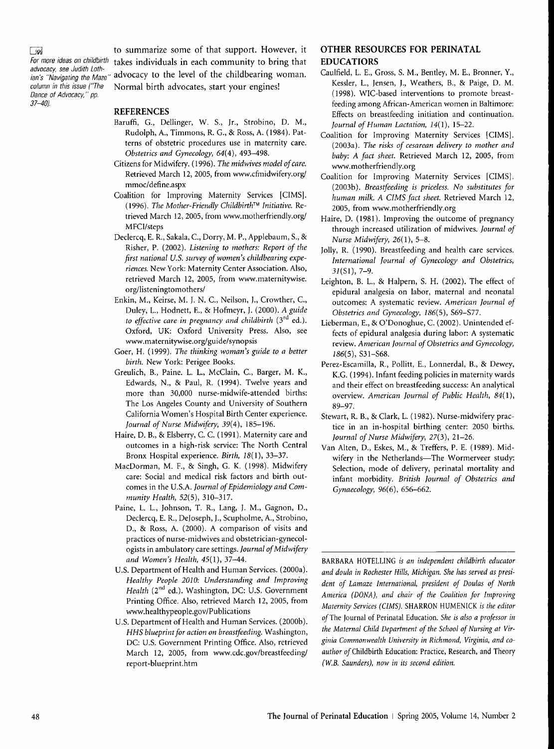For more ideas on childbirth advocacy, see Judith Lothian's "Navigating the Maze" column in this issue ("The Dance of Advocacy," pp. 37–40).

to summarize some of that support. However, it takes individuals in each community to bring that advocacy to the level of the childbearing woman. Normal birth advocates, start your engines!

## REFERENCES

Baruffi, G., Dellinger, W. S., Jr., Strobino, D. M., Rudolph, A., Timmons, R. G., & Ross, A. (1984). Patterns of obstetric procedures use in maternity care. *Obstetrics and Gynecology, 64*(4), 493–498.

Citizens for Midwifery. (1996). *The midwives model of care.* Retrieved March 12, 2005, from www.cfmidwifery.org/mmoc/define.aspx

Coalition for Improving Maternity Services [CIMS]. (1996). *The Mother-Friendly Childbirth™ Initiative.* Retrieved March 12, 2005, from www.motherfriendly.org/MFCI/steps

Declercq, E. R., Sakala, C., Dorry, M. P., Applebaum, S., & Risher, P. (2002). *Listening to mothers: Report of the first national U.S. survey of women's childbearing experiences.* New York: Maternity Center Association. Also, retrieved March 12, 2005, from www.maternitywise.org/listeningtomothers/

Enkin, M., Keirse, M. J. N. C., Neilson, J., Crowther, C., Duley, L., Hodnett, E., & Hofmeyr, J. (2000). *A guide to effective care in pregnancy and childbirth* (3rd ed.). Oxford, UK: Oxford University Press. Also, see www.maternitywise.org/guide/synopsis

Goer, H. (1999). *The thinking woman's guide to a better birth.* New York: Perigee Books.

Greulich, B., Paine. L. L., McClain, C., Barger, M. K., Edwards, N., & Paul, R. (1994). Twelve years and more than 30,000 nurse-midwife-attended births: The Los Angeles County and University of Southern California Women's Hospital Birth Center experience. *Journal of Nurse Midwifery, 39*(4), 185–196.

Haire, D. B., & Elsberry, C. C. (1991). Maternity care and outcomes in a high-risk service: The North Central Bronx Hospital experience. *Birth, 18*(1), 33–37.

MacDorman, M. F., & Singh, G. K. (1998). Midwifery care: Social and medical risk factors and birth outcomes in the U.S.A. *Journal of Epidemiology and Community Health, 52*(5), 310–317.

Paine, L. L., Johnson, T. R., Lang, J. M., Gagnon, D., Declercq, E. R., DeJoseph, J., Scupholme, A., Strobino, D., & Ross, A. (2000). A comparison of visits and practices of nurse-midwives and obstetrician-gynecologists in ambulatory care settings. *Journal of Midwifery and Women's Health, 45*(1), 37–44.

U.S. Department of Health and Human Services. (2000a). *Healthy People 2010: Understanding and Improving Health* (2nd ed.). Washington, DC: U.S. Government Printing Office. Also, retrieved March 12, 2005, from www.healthypeople.gov/Publications

U.S. Department of Health and Human Services. (2000b). *HHS blueprint for action on breastfeeding.* Washington, DC: U.S. Government Printing Office. Also, retrieved March 12, 2005, from www.cdc.gov/breastfeeding/report-blueprint.htm

## OTHER RESOURCES FOR PERINATAL EDUCATIORS

Caulfield, L. E., Gross, S. M., Bentley, M. E., Bronner, Y., Kessler, L., Jensen, J., Weathers, B., & Paige, D. M. (1998). WIC-based interventions to promote breastfeeding among African-American women in Baltimore: Effects on breastfeeding initiation and continuation. *Journal of Human Lactation, 14*(1), 15–22.

Coalition for Improving Maternity Services [CIMS]. (2003a). *The risks of cesarean delivery to mother and baby: A fact sheet.* Retrieved March 12, 2005, from www.motherfriendly.org

Coalition for Improving Maternity Services [CIMS]. (2003b). *Breastfeeding is priceless. No substitutes for human milk. A CIMS fact sheet.* Retrieved March 12, 2005, from www.motherfriendly.org

Haire, D. (1981). Improving the outcome of pregnancy through increased utilization of midwives. *Journal of Nurse Midwifery, 26*(1), 5–8.

Jolly, R. (1990). Breastfeeding and health care services. *International Journal of Gynecology and Obstetrics, 31*(S1), 7–9.

Leighton, B. L., & Halpern, S. H. (2002). The effect of epidural analgesia on labor, maternal and neonatal outcomes: A systematic review. *American Journal of Obstetrics and Gynecology, 186*(5), S69–S77.

Lieberman, E., & O'Donoghue, C. (2002). Unintended effects of epidural analgesia during labor: A systematic review. *American Journal of Obstetrics and Gynecology, 186*(5), S31–S68.

Perez-Escamilla, R., Pollitt, E., Lonnerdal, B., & Dewey, K.G. (1994). Infant feeding policies in maternity wards and their effect on breastfeeding success: An analytical overview. *American Journal of Public Health, 84*(1), 89–97.

Stewart, R. B., & Clark, L. (1982). Nurse-midwifery practice in an in-hospital birthing center: 2050 births. *Journal of Nurse Midwifery, 27*(3), 21–26.

Van Alten, D., Eskes, M., & Treffers, P. E. (1989). Midwifery in the Netherlands—The Wormerveer study: Selection, mode of delivery, perinatal mortality and infant morbidity. *British Journal of Obstetrics and Gynaecology, 96*(6), 656–662.

---

BARBARA HOTELLING *is an independent childbirth educator and doula in Rochester Hills, Michigan. She has served as president of Lamaze International, president of Doulas of North America (DONA), and chair of the Coalition for Improving Maternity Services (CIMS).* SHARRON HUMENICK *is the editor of* The Journal of Perinatal Education. *She is also a professor in the Maternal Child Department of the School of Nursing at Virginia Commonwealth University in Richmond, Virginia, and coauthor of* Childbirth Education: Practice, Research, and Theory *(W.B. Saunders), now in its second edition.*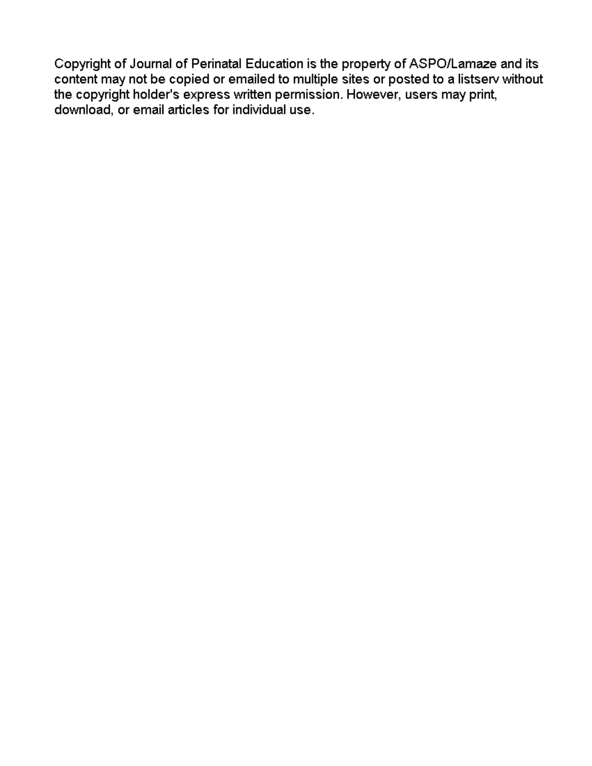Copyright of Journal of Perinatal Education is the property of ASPO/Lamaze and its content may not be copied or emailed to multiple sites or posted to a listserv without the copyright holder's express written permission. However, users may print, download, or email articles for individual use.